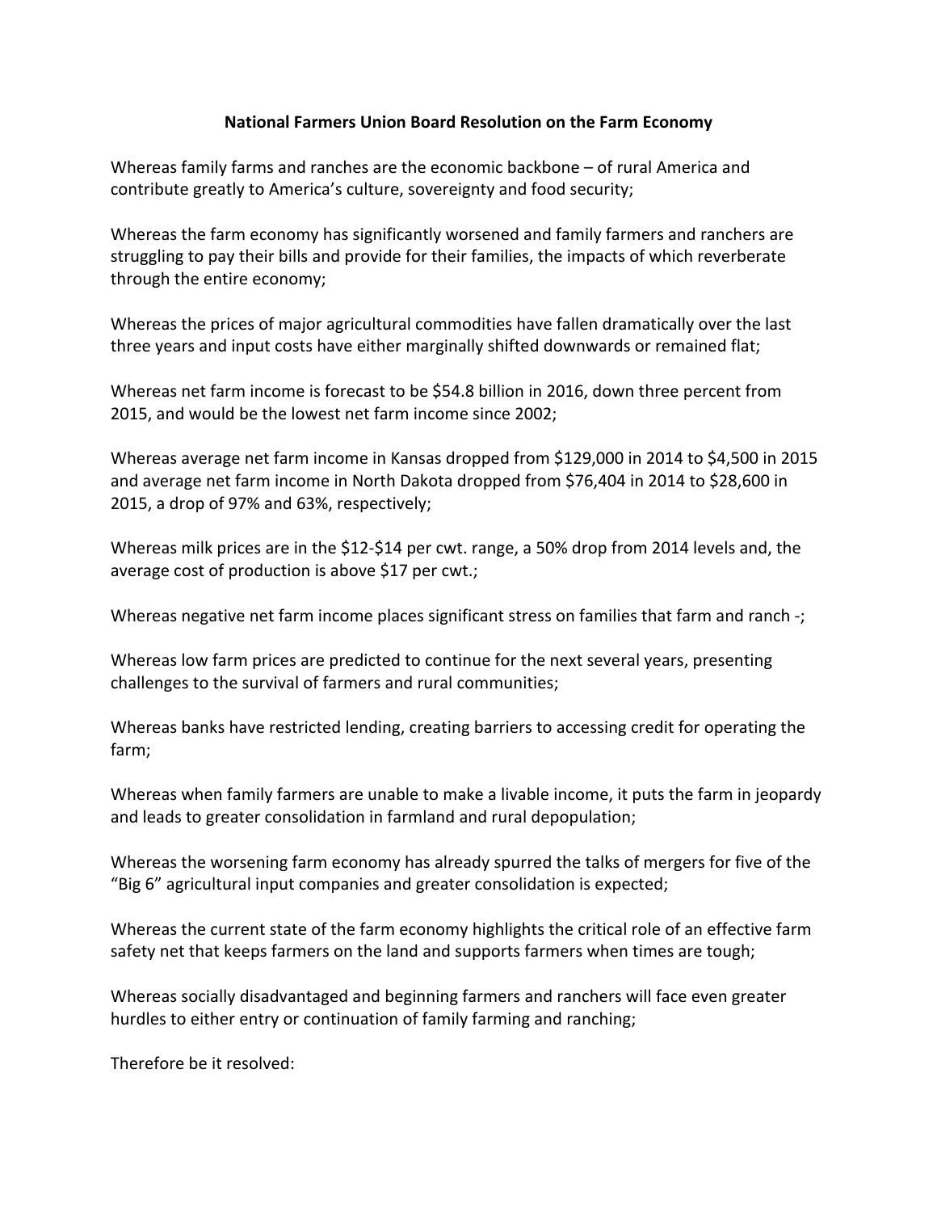**National Farmers Union Board Resolution on the Farm Economy**

Whereas family farms and ranches are the economic backbone – of rural America and contribute greatly to America's culture, sovereignty and food security;

Whereas the farm economy has significantly worsened and family farmers and ranchers are struggling to pay their bills and provide for their families, the impacts of which reverberate through the entire economy;

Whereas the prices of major agricultural commodities have fallen dramatically over the last three years and input costs have either marginally shifted downwards or remained flat;

Whereas net farm income is forecast to be $54.8 billion in 2016, down three percent from 2015, and would be the lowest net farm income since 2002;

Whereas average net farm income in Kansas dropped from $129,000 in 2014 to $4,500 in 2015 and average net farm income in North Dakota dropped from $76,404 in 2014 to $28,600 in 2015, a drop of 97% and 63%, respectively;

Whereas milk prices are in the $12-$14 per cwt. range, a 50% drop from 2014 levels and, the average cost of production is above $17 per cwt.;

Whereas negative net farm income places significant stress on families that farm and ranch -;

Whereas low farm prices are predicted to continue for the next several years, presenting challenges to the survival of farmers and rural communities;

Whereas banks have restricted lending, creating barriers to accessing credit for operating the farm;

Whereas when family farmers are unable to make a livable income, it puts the farm in jeopardy and leads to greater consolidation in farmland and rural depopulation;

Whereas the worsening farm economy has already spurred the talks of mergers for five of the "Big 6" agricultural input companies and greater consolidation is expected;

Whereas the current state of the farm economy highlights the critical role of an effective farm safety net that keeps farmers on the land and supports farmers when times are tough;

Whereas socially disadvantaged and beginning farmers and ranchers will face even greater hurdles to either entry or continuation of family farming and ranching;

Therefore be it resolved: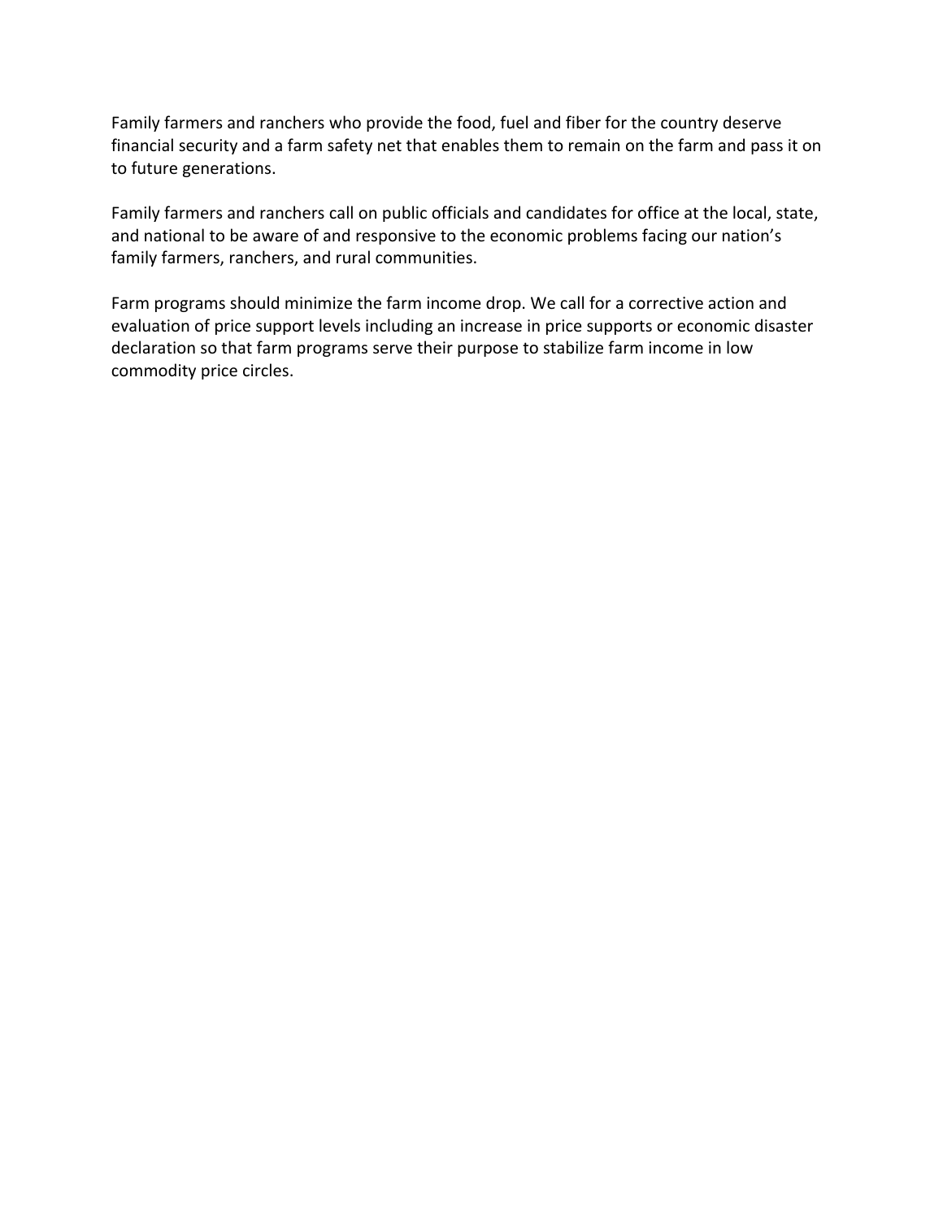Family farmers and ranchers who provide the food, fuel and fiber for the country deserve financial security and a farm safety net that enables them to remain on the farm and pass it on to future generations.

Family farmers and ranchers call on public officials and candidates for office at the local, state, and national to be aware of and responsive to the economic problems facing our nation's family farmers, ranchers, and rural communities.

Farm programs should minimize the farm income drop. We call for a corrective action and evaluation of price support levels including an increase in price supports or economic disaster declaration so that farm programs serve their purpose to stabilize farm income in low commodity price circles.